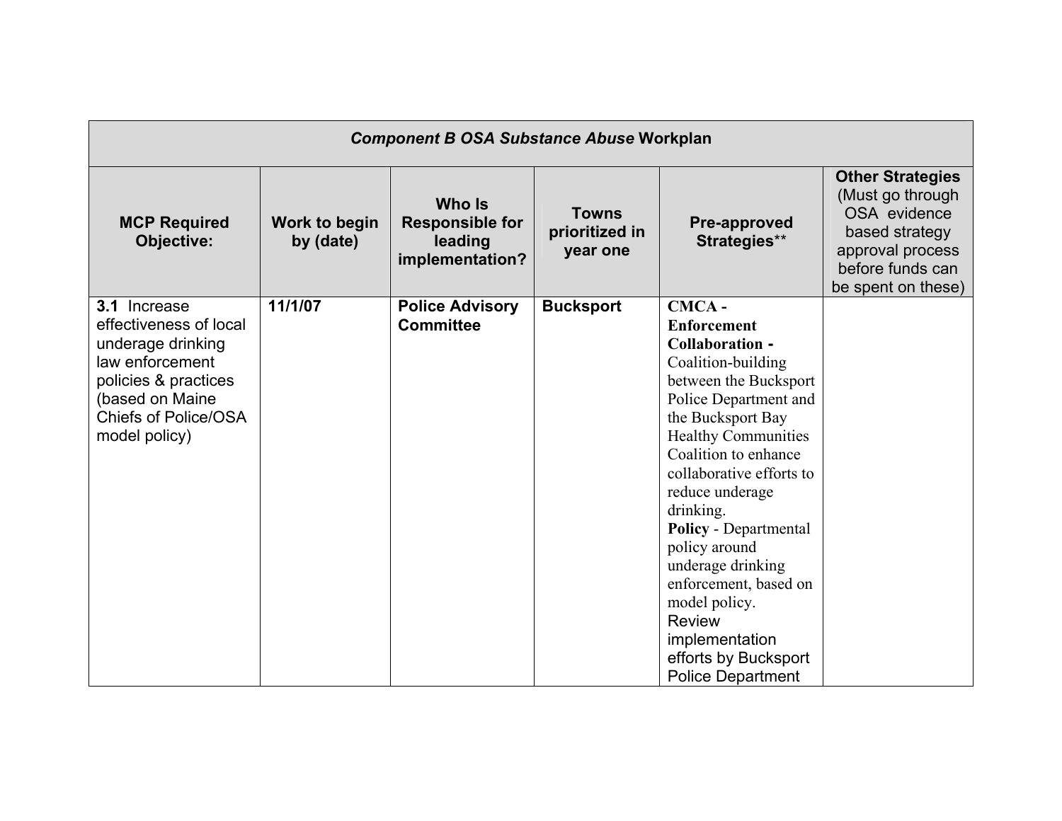| *Component B OSA Substance Abuse* Workplan | | | | | |
|---|---|---|---|---|---|
| **MCP Required Objective:** | **Work to begin by (date)** | **Who Is Responsible for leading implementation?** | **Towns prioritized in year one** | **Pre-approved Strategies**** | **Other Strategies** (Must go through OSA evidence based strategy approval process before funds can be spent on these) |
| **3.1** Increase effectiveness of local underage drinking law enforcement policies & practices (based on Maine Chiefs of Police/OSA model policy) | **11/1/07** | **Police Advisory Committee** | **Bucksport** | **CMCA - Enforcement Collaboration -** Coalition-building between the Bucksport Police Department and the Bucksport Bay Healthy Communities Coalition to enhance collaborative efforts to reduce underage drinking. **Policy** - Departmental policy around underage drinking enforcement, based on model policy. Review implementation efforts by Bucksport Police Department | |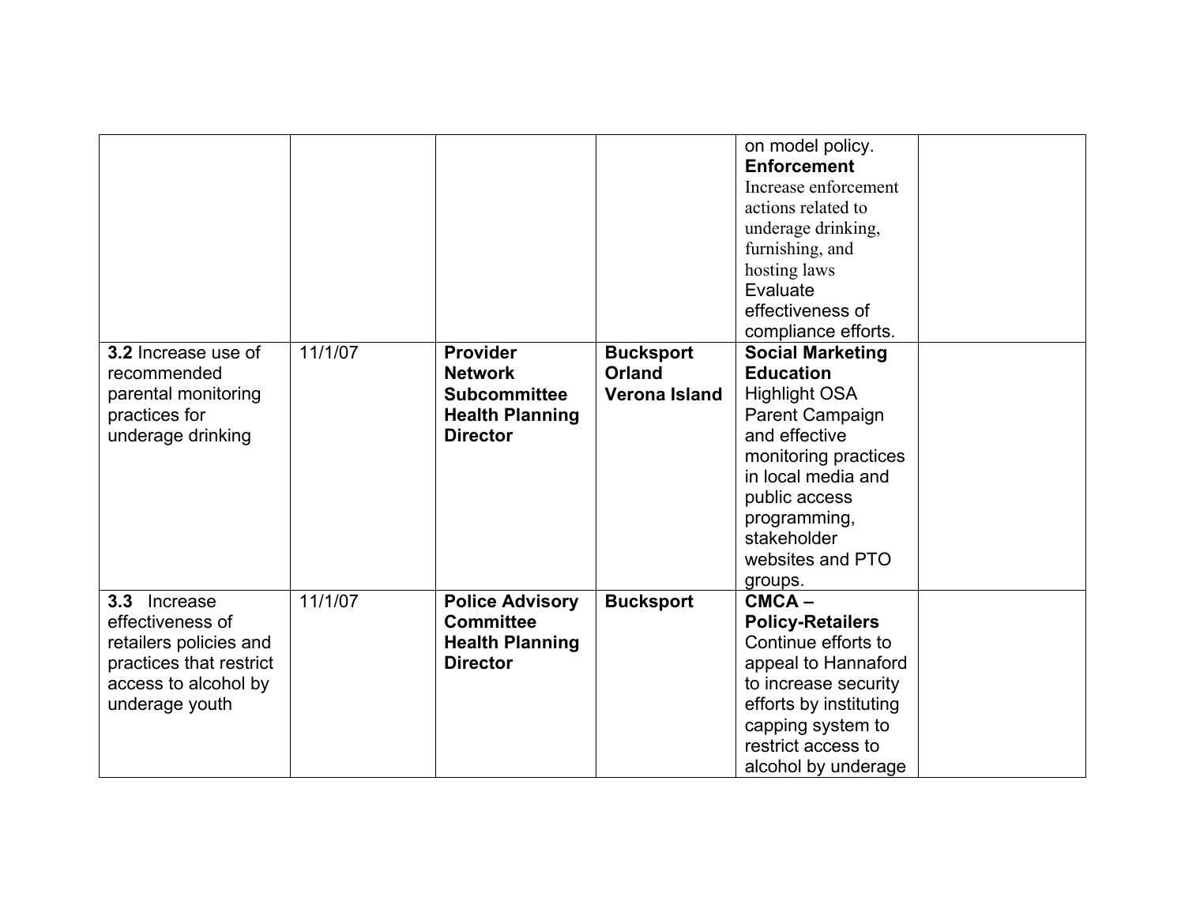| | | | | | |
|---|---|---|---|---|---|
| | | | | on model policy. **Enforcement** Increase enforcement actions related to underage drinking, furnishing, and hosting laws Evaluate effectiveness of compliance efforts. | |
| **3.2** Increase use of recommended parental monitoring practices for underage drinking | 11/1/07 | **Provider Network Subcommittee Health Planning Director** | **Bucksport Orland Verona Island** | **Social Marketing Education** Highlight OSA Parent Campaign and effective monitoring practices in local media and public access programming, stakeholder websites and PTO groups. | |
| **3.3** Increase effectiveness of retailers policies and practices that restrict access to alcohol by underage youth | 11/1/07 | **Police Advisory Committee Health Planning Director** | **Bucksport** | **CMCA – Policy-Retailers** Continue efforts to appeal to Hannaford to increase security efforts by instituting capping system to restrict access to alcohol by underage | |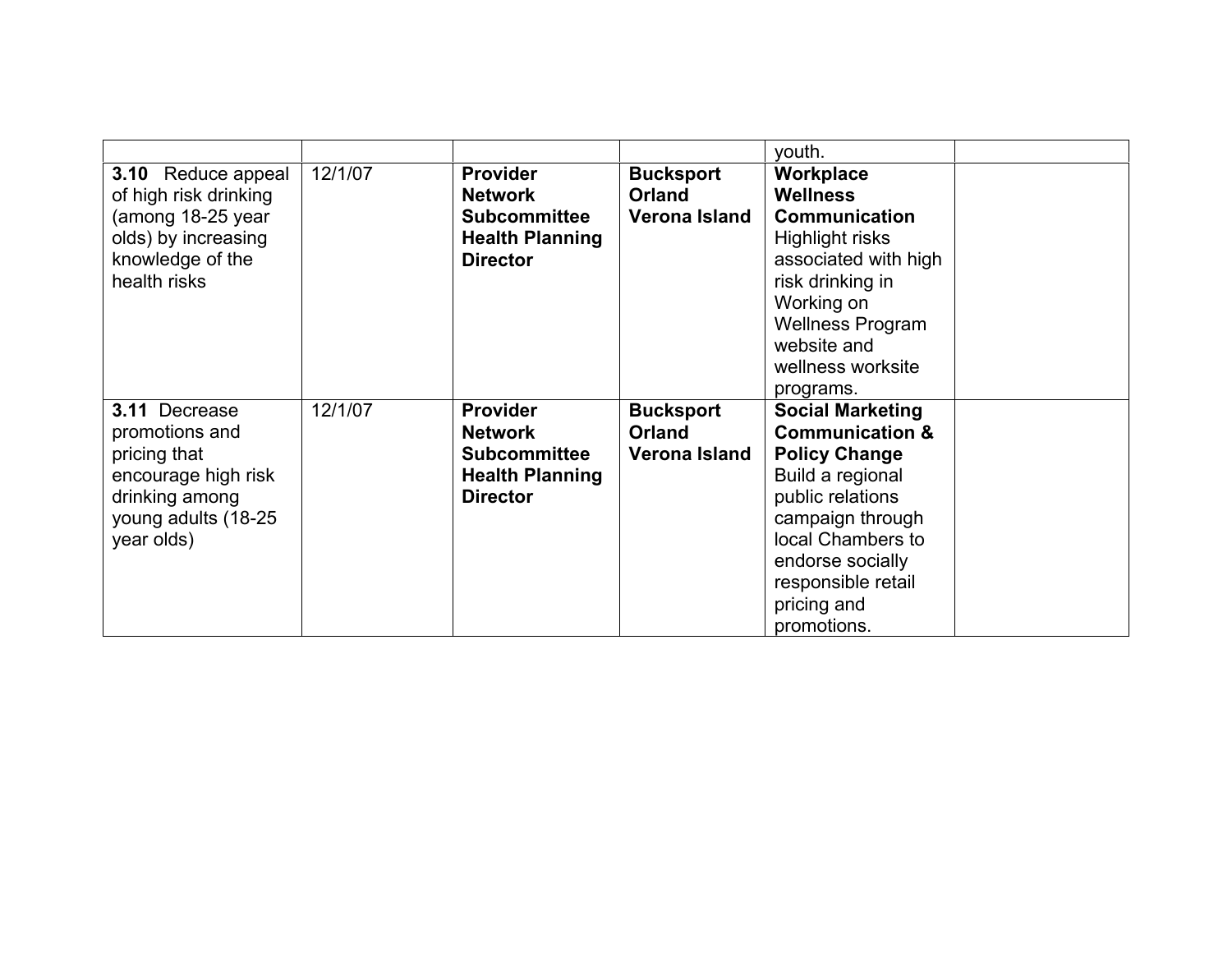| | | | | | |
|---|---|---|---|---|---|
| | | | | youth. | |
| **3.10** Reduce appeal of high risk drinking (among 18-25 year olds) by increasing knowledge of the health risks | 12/1/07 | **Provider Network Subcommittee Health Planning Director** | **Bucksport Orland Verona Island** | **Workplace Wellness Communication** Highlight risks associated with high risk drinking in Working on Wellness Program website and wellness worksite programs. | |
| **3.11** Decrease promotions and pricing that encourage high risk drinking among young adults (18-25 year olds) | 12/1/07 | **Provider Network Subcommittee Health Planning Director** | **Bucksport Orland Verona Island** | **Social Marketing Communication & Policy Change** Build a regional public relations campaign through local Chambers to endorse socially responsible retail pricing and promotions. | |